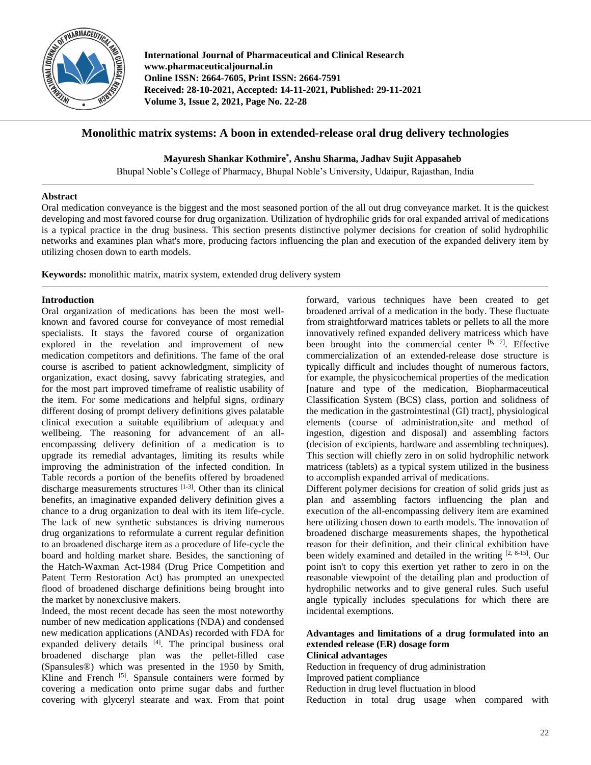# Monolithic matrix systems: A boon in extended-release oral drug delivery technologies

**Mayuresh Shankar Kothmire*, Anshu Sharma, Jadhav Sujit Appasaheb**

Bhupal Noble's College of Pharmacy, Bhupal Noble's University, Udaipur, Rajasthan, India

## Abstract

Oral medication conveyance is the biggest and the most seasoned portion of the all out drug conveyance market. It is the quickest developing and most favored course for drug organization. Utilization of hydrophilic grids for oral expanded arrival of medications is a typical practice in the drug business. This section presents distinctive polymer decisions for creation of solid hydrophilic networks and examines plan what's more, producing factors influencing the plan and execution of the expanded delivery item by utilizing chosen down to earth models.

**Keywords:** monolithic matrix, matrix system, extended drug delivery system

## Introduction

Oral organization of medications has been the most well-known and favored course for conveyance of most remedial specialists. It stays the favored course of organization explored in the revelation and improvement of new medication competitors and definitions. The fame of the oral course is ascribed to patient acknowledgment, simplicity of organization, exact dosing, savvy fabricating strategies, and for the most part improved timeframe of realistic usability of the item. For some medications and helpful signs, ordinary different dosing of prompt delivery definitions gives palatable clinical execution a suitable equilibrium of adequacy and wellbeing. The reasoning for advancement of an all-encompassing delivery definition of a medication is to upgrade its remedial advantages, limiting its results while improving the administration of the infected condition. In Table records a portion of the benefits offered by broadened discharge measurements structures [1-3]. Other than its clinical benefits, an imaginative expanded delivery definition gives a chance to a drug organization to deal with its item life-cycle. The lack of new synthetic substances is driving numerous drug organizations to reformulate a current regular definition to an broadened discharge item as a procedure of life-cycle the board and holding market share. Besides, the sanctioning of the Hatch-Waxman Act-1984 (Drug Price Competition and Patent Term Restoration Act) has prompted an unexpected flood of broadened discharge definitions being brought into the market by nonexclusive makers.

Indeed, the most recent decade has seen the most noteworthy number of new medication applications (NDA) and condensed new medication applications (ANDAs) recorded with FDA for expanded delivery details [4]. The principal business oral broadened discharge plan was the pellet-filled case (Spansules®) which was presented in the 1950 by Smith, Kline and French [5]. Spansule containers were formed by covering a medication onto prime sugar dabs and further covering with glyceryl stearate and wax. From that point forward, various techniques have been created to get broadened arrival of a medication in the body. These fluctuate from straightforward matrices tablets or pellets to all the more innovatively refined expanded delivery matricess which have been brought into the commercial center [6, 7]. Effective commercialization of an extended-release dose structure is typically difficult and includes thought of numerous factors, for example, the physicochemical properties of the medication [nature and type of the medication, Biopharmaceutical Classification System (BCS) class, portion and solidness of the medication in the gastrointestinal (GI) tract], physiological elements (course of administration,site and method of ingestion, digestion and disposal) and assembling factors (decision of excipients, hardware and assembling techniques). This section will chiefly zero in on solid hydrophilic network matricess (tablets) as a typical system utilized in the business to accomplish expanded arrival of medications.

Different polymer decisions for creation of solid grids just as plan and assembling factors influencing the plan and execution of the all-encompassing delivery item are examined here utilizing chosen down to earth models. The innovation of broadened discharge measurements shapes, the hypothetical reason for their definition, and their clinical exhibition have been widely examined and detailed in the writing [2, 8-15]. Our point isn't to copy this exertion yet rather to zero in on the reasonable viewpoint of the detailing plan and production of hydrophilic networks and to give general rules. Such useful angle typically includes speculations for which there are incidental exemptions.

## Advantages and limitations of a drug formulated into an extended release (ER) dosage form

### Clinical advantages

Reduction in frequency of drug administration

Improved patient compliance

Reduction in drug level fluctuation in blood

Reduction in total drug usage when compared with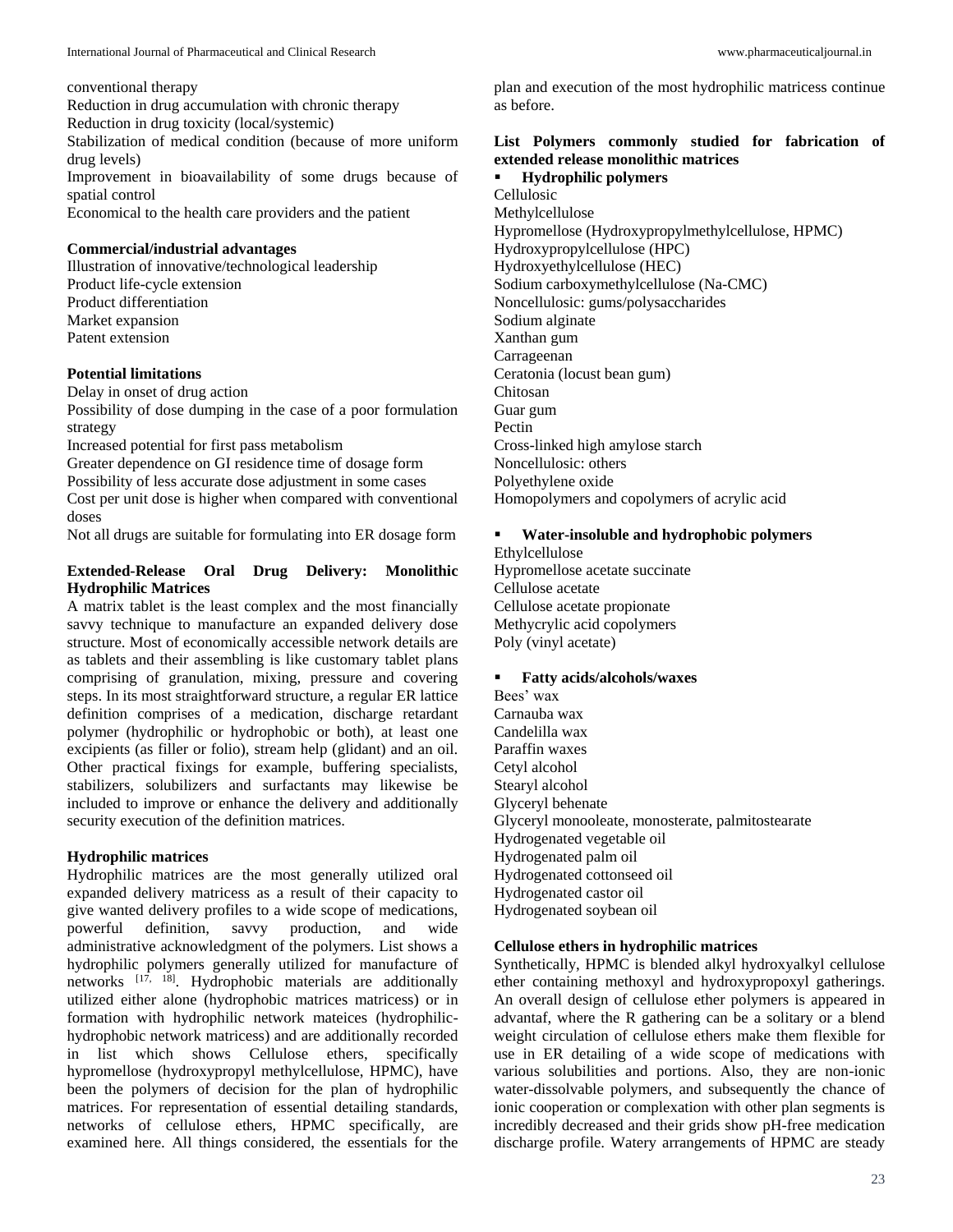conventional therapy

Reduction in drug accumulation with chronic therapy

Reduction in drug toxicity (local/systemic)

Stabilization of medical condition (because of more uniform drug levels)

Improvement in bioavailability of some drugs because of spatial control

Economical to the health care providers and the patient

**Commercial/industrial advantages**

Illustration of innovative/technological leadership

Product life-cycle extension

Product differentiation

Market expansion

Patent extension

**Potential limitations**

Delay in onset of drug action

Possibility of dose dumping in the case of a poor formulation strategy

Increased potential for first pass metabolism

Greater dependence on GI residence time of dosage form

Possibility of less accurate dose adjustment in some cases

Cost per unit dose is higher when compared with conventional doses

Not all drugs are suitable for formulating into ER dosage form

**Extended-Release Oral Drug Delivery: Monolithic Hydrophilic Matrices**

A matrix tablet is the least complex and the most financially savvy technique to manufacture an expanded delivery dose structure. Most of economically accessible network details are as tablets and their assembling is like customary tablet plans comprising of granulation, mixing, pressure and covering steps. In its most straightforward structure, a regular ER lattice definition comprises of a medication, discharge retardant polymer (hydrophilic or hydrophobic or both), at least one excipients (as filler or folio), stream help (glidant) and an oil. Other practical fixings for example, buffering specialists, stabilizers, solubilizers and surfactants may likewise be included to improve or enhance the delivery and additionally security execution of the definition matrices.

**Hydrophilic matrices**

Hydrophilic matrices are the most generally utilized oral expanded delivery matricess as a result of their capacity to give wanted delivery profiles to a wide scope of medications, powerful definition, savvy production, and wide administrative acknowledgment of the polymers. List shows a hydrophilic polymers generally utilized for manufacture of networks [17, 18]. Hydrophobic materials are additionally utilized either alone (hydrophobic matrices matricess) or in formation with hydrophilic network mateices (hydrophilic-hydrophobic network matricess) and are additionally recorded in list which shows Cellulose ethers, specifically hypromellose (hydroxypropyl methylcellulose, HPMC), have been the polymers of decision for the plan of hydrophilic matrices. For representation of essential detailing standards, networks of cellulose ethers, HPMC specifically, are examined here. All things considered, the essentials for the plan and execution of the most hydrophilic matricess continue as before.

**List Polymers commonly studied for fabrication of extended release monolithic matrices**

- **Hydrophilic polymers**

Cellulosic

Methylcellulose

Hypromellose (Hydroxypropylmethylcellulose, HPMC)

Hydroxypropylcellulose (HPC)

Hydroxyethylcellulose (HEC)

Sodium carboxymethylcellulose (Na-CMC)

Noncellulosic: gums/polysaccharides

Sodium alginate

Xanthan gum

Carrageenan

Ceratonia (locust bean gum)

Chitosan

Guar gum

Pectin

Cross-linked high amylose starch

Noncellulosic: others

Polyethylene oxide

Homopolymers and copolymers of acrylic acid

- **Water-insoluble and hydrophobic polymers**

Ethylcellulose

Hypromellose acetate succinate

Cellulose acetate

Cellulose acetate propionate

Methycrylic acid copolymers

Poly (vinyl acetate)

- **Fatty acids/alcohols/waxes**

Bees' wax

Carnauba wax

Candelilla wax

Paraffin waxes

Cetyl alcohol

Stearyl alcohol

Glyceryl behenate

Glyceryl monooleate, monosterate, palmitostearate

Hydrogenated vegetable oil

Hydrogenated palm oil

Hydrogenated cottonseed oil

Hydrogenated castor oil

Hydrogenated soybean oil

**Cellulose ethers in hydrophilic matrices**

Synthetically, HPMC is blended alkyl hydroxyalkyl cellulose ether containing methoxyl and hydroxypropoxyl gatherings. An overall design of cellulose ether polymers is appeared in advantaf, where the R gathering can be a solitary or a blend weight circulation of cellulose ethers make them flexible for use in ER detailing of a wide scope of medications with various solubilities and portions. Also, they are non-ionic water-dissolvable polymers, and subsequently the chance of ionic cooperation or complexation with other plan segments is incredibly decreased and their grids show pH-free medication discharge profile. Watery arrangements of HPMC are steady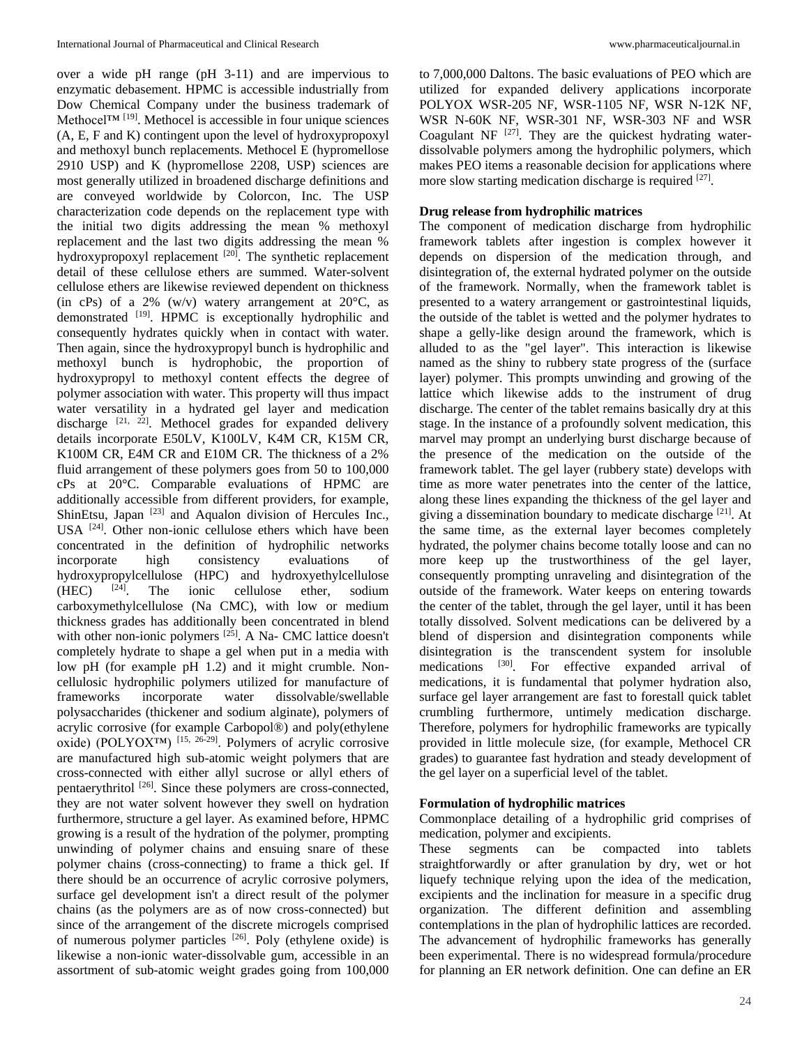over a wide pH range (pH 3-11) and are impervious to enzymatic debasement. HPMC is accessible industrially from Dow Chemical Company under the business trademark of Methocel™ [19]. Methocel is accessible in four unique sciences (A, E, F and K) contingent upon the level of hydroxypropoxyl and methoxyl bunch replacements. Methocel E (hypromellose 2910 USP) and K (hypromellose 2208, USP) sciences are most generally utilized in broadened discharge definitions and are conveyed worldwide by Colorcon, Inc. The USP characterization code depends on the replacement type with the initial two digits addressing the mean % methoxyl replacement and the last two digits addressing the mean % hydroxypropoxyl replacement [20]. The synthetic replacement detail of these cellulose ethers are summed. Water-solvent cellulose ethers are likewise reviewed dependent on thickness (in cPs) of a 2% (w/v) watery arrangement at 20°C, as demonstrated [19]. HPMC is exceptionally hydrophilic and consequently hydrates quickly when in contact with water. Then again, since the hydroxypropyl bunch is hydrophilic and methoxyl bunch is hydrophobic, the proportion of hydroxypropyl to methoxyl content effects the degree of polymer association with water. This property will thus impact water versatility in a hydrated gel layer and medication discharge [21, 22]. Methocel grades for expanded delivery details incorporate E50LV, K100LV, K4M CR, K15M CR, K100M CR, E4M CR and E10M CR. The thickness of a 2% fluid arrangement of these polymers goes from 50 to 100,000 cPs at 20°C. Comparable evaluations of HPMC are additionally accessible from different providers, for example, ShinEtsu, Japan [23] and Aqualon division of Hercules Inc., USA [24]. Other non-ionic cellulose ethers which have been concentrated in the definition of hydrophilic networks incorporate high consistency evaluations of hydroxypropylcellulose (HPC) and hydroxyethylcellulose (HEC) [24]. The ionic cellulose ether, sodium carboxymethylcellulose (Na CMC), with low or medium thickness grades has additionally been concentrated in blend with other non-ionic polymers [25]. A Na- CMC lattice doesn't completely hydrate to shape a gel when put in a media with low pH (for example pH 1.2) and it might crumble. Non-cellulosic hydrophilic polymers utilized for manufacture of frameworks incorporate water dissolvable/swellable polysaccharides (thickener and sodium alginate), polymers of acrylic corrosive (for example Carbopol®) and poly(ethylene oxide) (POLYOX™) [15, 26-29]. Polymers of acrylic corrosive are manufactured high sub-atomic weight polymers that are cross-connected with either allyl sucrose or allyl ethers of pentaerythritol [26]. Since these polymers are cross-connected, they are not water solvent however they swell on hydration furthermore, structure a gel layer. As examined before, HPMC growing is a result of the hydration of the polymer, prompting unwinding of polymer chains and ensuing snare of these polymer chains (cross-connecting) to frame a thick gel. If there should be an occurrence of acrylic corrosive polymers, surface gel development isn't a direct result of the polymer chains (as the polymers are as of now cross-connected) but since of the arrangement of the discrete microgels comprised of numerous polymer particles [26]. Poly (ethylene oxide) is likewise a non-ionic water-dissolvable gum, accessible in an assortment of sub-atomic weight grades going from 100,000 to 7,000,000 Daltons. The basic evaluations of PEO which are utilized for expanded delivery applications incorporate POLYOX WSR-205 NF, WSR-1105 NF, WSR N-12K NF, WSR N-60K NF, WSR-301 NF, WSR-303 NF and WSR Coagulant NF [27]. They are the quickest hydrating water-dissolvable polymers among the hydrophilic polymers, which makes PEO items a reasonable decision for applications where more slow starting medication discharge is required [27].

**Drug release from hydrophilic matrices**

The component of medication discharge from hydrophilic framework tablets after ingestion is complex however it depends on dispersion of the medication through, and disintegration of, the external hydrated polymer on the outside of the framework. Normally, when the framework tablet is presented to a watery arrangement or gastrointestinal liquids, the outside of the tablet is wetted and the polymer hydrates to shape a gelly-like design around the framework, which is alluded to as the "gel layer". This interaction is likewise named as the shiny to rubbery state progress of the (surface layer) polymer. This prompts unwinding and growing of the lattice which likewise adds to the instrument of drug discharge. The center of the tablet remains basically dry at this stage. In the instance of a profoundly solvent medication, this marvel may prompt an underlying burst discharge because of the presence of the medication on the outside of the framework tablet. The gel layer (rubbery state) develops with time as more water penetrates into the center of the lattice, along these lines expanding the thickness of the gel layer and giving a dissemination boundary to medicate discharge [21]. At the same time, as the external layer becomes completely hydrated, the polymer chains become totally loose and can no more keep up the trustworthiness of the gel layer, consequently prompting unraveling and disintegration of the outside of the framework. Water keeps on entering towards the center of the tablet, through the gel layer, until it has been totally dissolved. Solvent medications can be delivered by a blend of dispersion and disintegration components while disintegration is the transcendent system for insoluble medications [30]. For effective expanded arrival of medications, it is fundamental that polymer hydration also, surface gel layer arrangement are fast to forestall quick tablet crumbling furthermore, untimely medication discharge. Therefore, polymers for hydrophilic frameworks are typically provided in little molecule size, (for example, Methocel CR grades) to guarantee fast hydration and steady development of the gel layer on a superficial level of the tablet.

**Formulation of hydrophilic matrices**

Commonplace detailing of a hydrophilic grid comprises of medication, polymer and excipients.

These segments can be compacted into tablets straightforwardly or after granulation by dry, wet or hot liquefy technique relying upon the idea of the medication, excipients and the inclination for measure in a specific drug organization. The different definition and assembling contemplations in the plan of hydrophilic lattices are recorded. The advancement of hydrophilic frameworks has generally been experimental. There is no widespread formula/procedure for planning an ER network definition. One can define an ER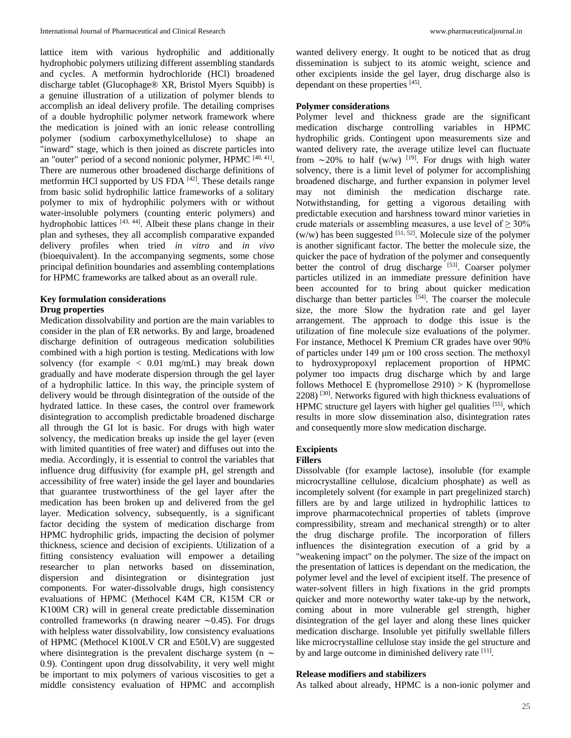lattice item with various hydrophilic and additionally hydrophobic polymers utilizing different assembling standards and cycles. A metformin hydrochloride (HCl) broadened discharge tablet (Glucophage® XR, Bristol Myers Squibb) is a genuine illustration of a utilization of polymer blends to accomplish an ideal delivery profile. The detailing comprises of a double hydrophilic polymer network framework where the medication is joined with an ionic release controlling polymer (sodium carboxymethylcellulose) to shape an "inward" stage, which is then joined as discrete particles into an "outer" period of a second nonionic polymer, HPMC [40, 41]. There are numerous other broadened discharge definitions of metformin HCl supported by US FDA [42]. These details range from basic solid hydrophilic lattice frameworks of a solitary polymer to mix of hydrophilic polymers with or without water-insoluble polymers (counting enteric polymers) and hydrophobic lattices [43, 44]. Albeit these plans change in their plan and sytheses, they all accomplish comparative expanded delivery profiles when tried *in vitro* and *in vivo* (bioequivalent). In the accompanying segments, some chose principal definition boundaries and assembling contemplations for HPMC frameworks are talked about as an overall rule.

## Key formulation considerations

### Drug properties

Medication dissolvability and portion are the main variables to consider in the plan of ER networks. By and large, broadened discharge definition of outrageous medication solubilities combined with a high portion is testing. Medications with low solvency (for example < 0.01 mg/mL) may break down gradually and have moderate dispersion through the gel layer of a hydrophilic lattice. In this way, the principle system of delivery would be through disintegration of the outside of the hydrated lattice. In these cases, the control over framework disintegration to accomplish predictable broadened discharge all through the GI lot is basic. For drugs with high water solvency, the medication breaks up inside the gel layer (even with limited quantities of free water) and diffuses out into the media. Accordingly, it is essential to control the variables that influence drug diffusivity (for example pH, gel strength and accessibility of free water) inside the gel layer and boundaries that guarantee trustworthiness of the gel layer after the medication has been broken up and delivered from the gel layer. Medication solvency, subsequently, is a significant factor deciding the system of medication discharge from HPMC hydrophilic grids, impacting the decision of polymer thickness, science and decision of excipients. Utilization of a fitting consistency evaluation will empower a detailing researcher to plan networks based on dissemination, dispersion and disintegration or disintegration just components. For water-dissolvable drugs, high consistency evaluations of HPMC (Methocel K4M CR, K15M CR or K100M CR) will in general create predictable dissemination controlled frameworks (n drawing nearer ∼0.45). For drugs with helpless water dissolvability, low consistency evaluations of HPMC (Methocel K100LV CR and E50LV) are suggested where disintegration is the prevalent discharge system (n ∼ 0.9). Contingent upon drug dissolvability, it very well might be important to mix polymers of various viscosities to get a middle consistency evaluation of HPMC and accomplish wanted delivery energy. It ought to be noticed that as drug dissemination is subject to its atomic weight, science and other excipients inside the gel layer, drug discharge also is dependant on these properties [45].

### Polymer considerations

Polymer level and thickness grade are the significant medication discharge controlling variables in HPMC hydrophilic grids. Contingent upon measurements size and wanted delivery rate, the average utilize level can fluctuate from ∼20% to half (w/w) [19]. For drugs with high water solvency, there is a limit level of polymer for accomplishing broadened discharge, and further expansion in polymer level may not diminish the medication discharge rate. Notwithstanding, for getting a vigorous detailing with predictable execution and harshness toward minor varieties in crude materials or assembling measures, a use level of ≥ 30% (w/w) has been suggested [51, 52]. Molecule size of the polymer is another significant factor. The better the molecule size, the quicker the pace of hydration of the polymer and consequently better the control of drug discharge [53]. Coarser polymer particles utilized in an immediate pressure definition have been accounted for to bring about quicker medication discharge than better particles [54]. The coarser the molecule size, the more Slow the hydration rate and gel layer arrangement. The approach to dodge this issue is the utilization of fine molecule size evaluations of the polymer. For instance, Methocel K Premium CR grades have over 90% of particles under 149 µm or 100 cross section. The methoxyl to hydroxypropoxyl replacement proportion of HPMC polymer too impacts drug discharge which by and large follows Methocel E (hypromellose 2910) > K (hypromellose 2208) [30]. Networks figured with high thickness evaluations of HPMC structure gel layers with higher gel qualities [55], which results in more slow dissemination also, disintegration rates and consequently more slow medication discharge.

## Excipients

### Fillers

Dissolvable (for example lactose), insoluble (for example microcrystalline cellulose, dicalcium phosphate) as well as incompletely solvent (for example in part pregelinized starch) fillers are by and large utilized in hydrophilic lattices to improve pharmacotechnical properties of tablets (improve compressibility, stream and mechanical strength) or to alter the drug discharge profile. The incorporation of fillers influences the disintegration execution of a grid by a "weakening impact" on the polymer. The size of the impact on the presentation of lattices is dependant on the medication, the polymer level and the level of excipient itself. The presence of water-solvent fillers in high fixations in the grid prompts quicker and more noteworthy water take-up by the network, coming about in more vulnerable gel strength, higher disintegration of the gel layer and along these lines quicker medication discharge. Insoluble yet pitifully swellable fillers like microcrystalline cellulose stay inside the gel structure and by and large outcome in diminished delivery rate [11].

### Release modifiers and stabilizers

As talked about already, HPMC is a non-ionic polymer and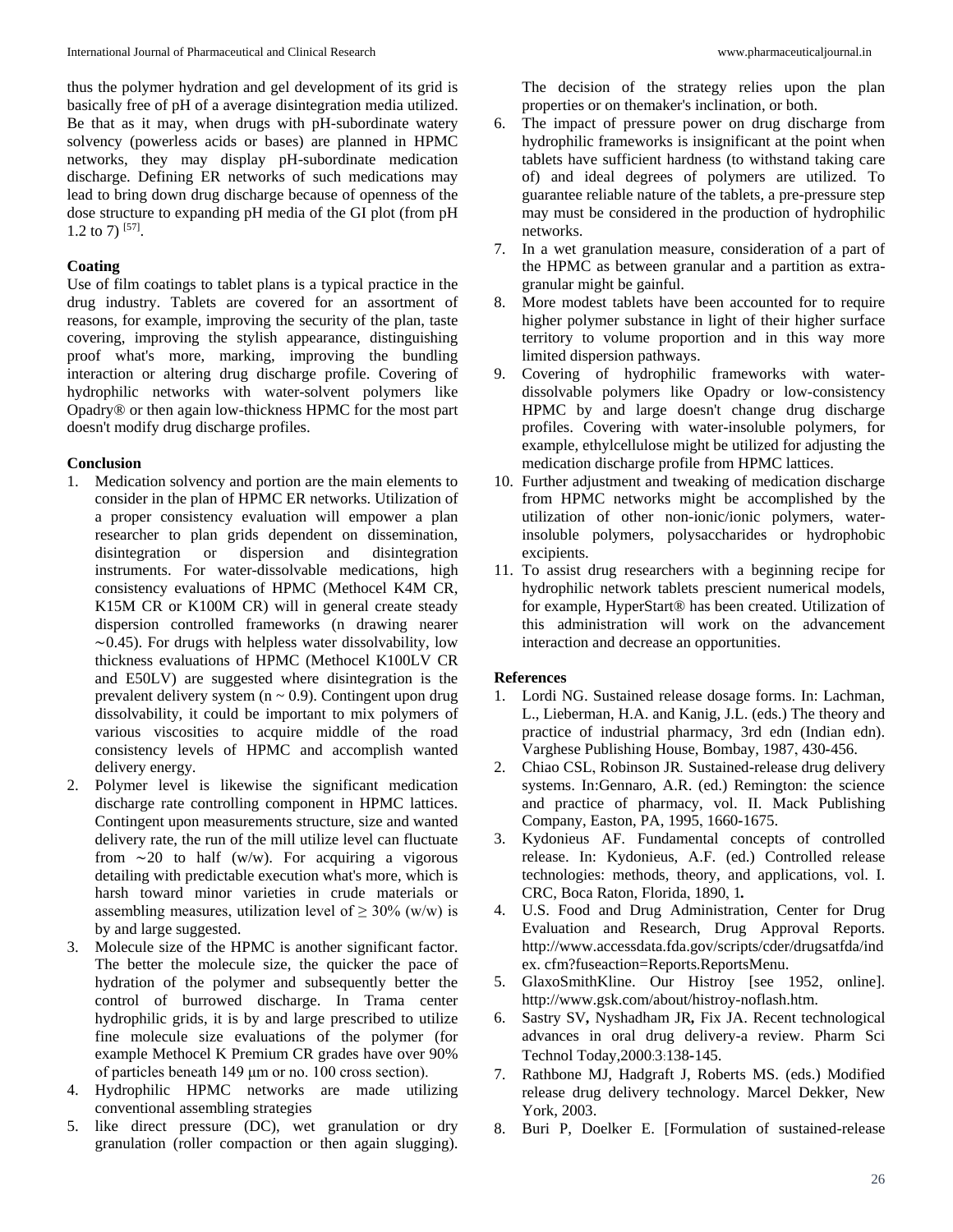thus the polymer hydration and gel development of its grid is basically free of pH of a average disintegration media utilized. Be that as it may, when drugs with pH-subordinate watery solvency (powerless acids or bases) are planned in HPMC networks, they may display pH-subordinate medication discharge. Defining ER networks of such medications may lead to bring down drug discharge because of openness of the dose structure to expanding pH media of the GI plot (from pH 1.2 to 7) [57].

### Coating

Use of film coatings to tablet plans is a typical practice in the drug industry. Tablets are covered for an assortment of reasons, for example, improving the security of the plan, taste covering, improving the stylish appearance, distinguishing proof what's more, marking, improving the bundling interaction or altering drug discharge profile. Covering of hydrophilic networks with water-solvent polymers like Opadry® or then again low-thickness HPMC for the most part doesn't modify drug discharge profiles.

### Conclusion

1. Medication solvency and portion are the main elements to consider in the plan of HPMC ER networks. Utilization of a proper consistency evaluation will empower a plan researcher to plan grids dependent on dissemination, disintegration or dispersion and disintegration instruments. For water-dissolvable medications, high consistency evaluations of HPMC (Methocel K4M CR, K15M CR or K100M CR) will in general create steady dispersion controlled frameworks (n drawing nearer ∼0.45). For drugs with helpless water dissolvability, low thickness evaluations of HPMC (Methocel K100LV CR and E50LV) are suggested where disintegration is the prevalent delivery system (n ~ 0.9). Contingent upon drug dissolvability, it could be important to mix polymers of various viscosities to acquire middle of the road consistency levels of HPMC and accomplish wanted delivery energy.
2. Polymer level is likewise the significant medication discharge rate controlling component in HPMC lattices. Contingent upon measurements structure, size and wanted delivery rate, the run of the mill utilize level can fluctuate from ∼20 to half (w/w). For acquiring a vigorous detailing with predictable execution what's more, which is harsh toward minor varieties in crude materials or assembling measures, utilization level of ≥ 30% (w/w) is by and large suggested.
3. Molecule size of the HPMC is another significant factor. The better the molecule size, the quicker the pace of hydration of the polymer and subsequently better the control of burrowed discharge. In Trama center hydrophilic grids, it is by and large prescribed to utilize fine molecule size evaluations of the polymer (for example Methocel K Premium CR grades have over 90% of particles beneath 149 μm or no. 100 cross section).
4. Hydrophilic HPMC networks are made utilizing conventional assembling strategies
5. like direct pressure (DC), wet granulation or dry granulation (roller compaction or then again slugging). The decision of the strategy relies upon the plan properties or on themaker's inclination, or both.
6. The impact of pressure power on drug discharge from hydrophilic frameworks is insignificant at the point when tablets have sufficient hardness (to withstand taking care of) and ideal degrees of polymers are utilized. To guarantee reliable nature of the tablets, a pre-pressure step may must be considered in the production of hydrophilic networks.
7. In a wet granulation measure, consideration of a part of the HPMC as between granular and a partition as extra-granular might be gainful.
8. More modest tablets have been accounted for to require higher polymer substance in light of their higher surface territory to volume proportion and in this way more limited dispersion pathways.
9. Covering of hydrophilic frameworks with water-dissolvable polymers like Opadry or low-consistency HPMC by and large doesn't change drug discharge profiles. Covering with water-insoluble polymers, for example, ethylcellulose might be utilized for adjusting the medication discharge profile from HPMC lattices.
10. Further adjustment and tweaking of medication discharge from HPMC networks might be accomplished by the utilization of other non-ionic/ionic polymers, water-insoluble polymers, polysaccharides or hydrophobic excipients.
11. To assist drug researchers with a beginning recipe for hydrophilic network tablets prescient numerical models, for example, HyperStart® has been created. Utilization of this administration will work on the advancement interaction and decrease an opportunities.

### References

1. Lordi NG. Sustained release dosage forms. In: Lachman, L., Lieberman, H.A. and Kanig, J.L. (eds.) The theory and practice of industrial pharmacy, 3rd edn (Indian edn). Varghese Publishing House, Bombay, 1987, 430-456.
2. Chiao CSL, Robinson JR. Sustained-release drug delivery systems. In:Gennaro, A.R. (ed.) Remington: the science and practice of pharmacy, vol. II. Mack Publishing Company, Easton, PA, 1995, 1660-1675.
3. Kydonieus AF. Fundamental concepts of controlled release. In: Kydonieus, A.F. (ed.) Controlled release technologies: methods, theory, and applications, vol. I. CRC, Boca Raton, Florida, 1890, 1.
4. U.S. Food and Drug Administration, Center for Drug Evaluation and Research, Drug Approval Reports. http://www.accessdata.fda.gov/scripts/cder/drugsatfda/index.cfm?fuseaction=Reports.ReportsMenu.
5. GlaxoSmithKline. Our Histroy [see 1952, online]. http://www.gsk.com/about/histroy-noflash.htm.
6. Sastry SV, Nyshadham JR, Fix JA. Recent technological advances in oral drug delivery-a review. Pharm Sci Technol Today,2000:3:138-145.
7. Rathbone MJ, Hadgraft J, Roberts MS. (eds.) Modified release drug delivery technology. Marcel Dekker, New York, 2003.
8. Buri P, Doelker E. [Formulation of sustained-release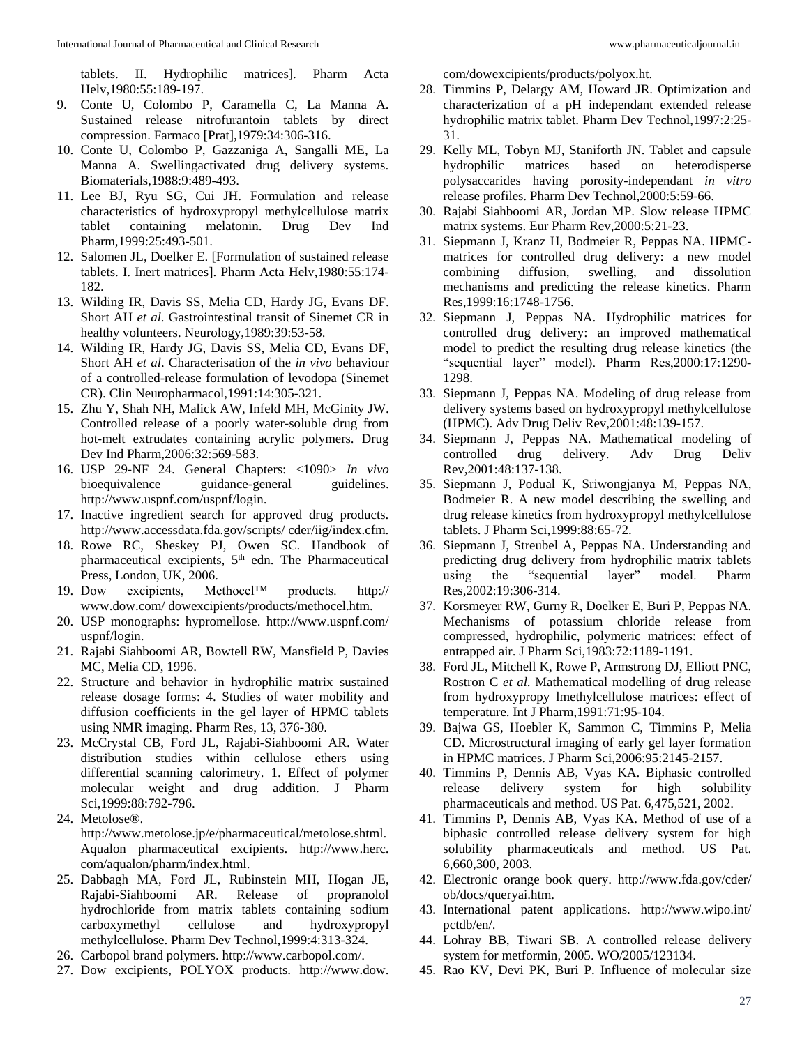tablets. II. Hydrophilic matrices]. Pharm Acta Helv,1980:55:189-197.

9. Conte U, Colombo P, Caramella C, La Manna A. Sustained release nitrofurantoin tablets by direct compression. Farmaco [Prat],1979:34:306-316.
10. Conte U, Colombo P, Gazzaniga A, Sangalli ME, La Manna A. Swellingactivated drug delivery systems. Biomaterials,1988:9:489-493.
11. Lee BJ, Ryu SG, Cui JH. Formulation and release characteristics of hydroxypropyl methylcellulose matrix tablet containing melatonin. Drug Dev Ind Pharm,1999:25:493-501.
12. Salomen JL, Doelker E. [Formulation of sustained release tablets. I. Inert matrices]. Pharm Acta Helv,1980:55:174-182.
13. Wilding IR, Davis SS, Melia CD, Hardy JG, Evans DF. Short AH *et al*. Gastrointestinal transit of Sinemet CR in healthy volunteers. Neurology,1989:39:53-58.
14. Wilding IR, Hardy JG, Davis SS, Melia CD, Evans DF, Short AH *et al*. Characterisation of the *in vivo* behaviour of a controlled-release formulation of levodopa (Sinemet CR). Clin Neuropharmacol,1991:14:305-321.
15. Zhu Y, Shah NH, Malick AW, Infeld MH, McGinity JW. Controlled release of a poorly water-soluble drug from hot-melt extrudates containing acrylic polymers. Drug Dev Ind Pharm,2006:32:569-583.
16. USP 29-NF 24. General Chapters: <1090> *In vivo* bioequivalence guidance-general guidelines. http://www.uspnf.com/uspnf/login.
17. Inactive ingredient search for approved drug products. http://www.accessdata.fda.gov/scripts/ cder/iig/index.cfm.
18. Rowe RC, Sheskey PJ, Owen SC. Handbook of pharmaceutical excipients, 5th edn. The Pharmaceutical Press, London, UK, 2006.
19. Dow excipients, Methocel™ products. http:// www.dow.com/ dowexcipients/products/methocel.htm.
20. USP monographs: hypromellose. http://www.uspnf.com/ uspnf/login.
21. Rajabi Siahboomi AR, Bowtell RW, Mansfield P, Davies MC, Melia CD, 1996.
22. Structure and behavior in hydrophilic matrix sustained release dosage forms: 4. Studies of water mobility and diffusion coefficients in the gel layer of HPMC tablets using NMR imaging. Pharm Res, 13, 376-380.
23. McCrystal CB, Ford JL, Rajabi-Siahboomi AR. Water distribution studies within cellulose ethers using differential scanning calorimetry. 1. Effect of polymer molecular weight and drug addition. J Pharm Sci,1999:88:792-796.
24. Metolose®. http://www.metolose.jp/e/pharmaceutical/metolose.shtml. Aqualon pharmaceutical excipients. http://www.herc.com/aqualon/pharm/index.html.
25. Dabbagh MA, Ford JL, Rubinstein MH, Hogan JE, Rajabi-Siahboomi AR. Release of propranolol hydrochloride from matrix tablets containing sodium carboxymethyl cellulose and hydroxypropyl methylcellulose. Pharm Dev Technol,1999:4:313-324.
26. Carbopol brand polymers. http://www.carbopol.com/.
27. Dow excipients, POLYOX products. http://www.dow.com/dowexcipients/products/polyox.ht.
28. Timmins P, Delargy AM, Howard JR. Optimization and characterization of a pH independant extended release hydrophilic matrix tablet. Pharm Dev Technol,1997:2:25-31.
29. Kelly ML, Tobyn MJ, Staniforth JN. Tablet and capsule hydrophilic matrices based on heterodisperse polysaccharides having porosity-independant *in vitro* release profiles. Pharm Dev Technol,2000:5:59-66.
30. Rajabi Siahboomi AR, Jordan MP. Slow release HPMC matrix systems. Eur Pharm Rev,2000:5:21-23.
31. Siepmann J, Kranz H, Bodmeier R, Peppas NA. HPMC-matrices for controlled drug delivery: a new model combining diffusion, swelling, and dissolution mechanisms and predicting the release kinetics. Pharm Res,1999:16:1748-1756.
32. Siepmann J, Peppas NA. Hydrophilic matrices for controlled drug delivery: an improved mathematical model to predict the resulting drug release kinetics (the "sequential layer" model). Pharm Res,2000:17:1290-1298.
33. Siepmann J, Peppas NA. Modeling of drug release from delivery systems based on hydroxypropyl methylcellulose (HPMC). Adv Drug Deliv Rev,2001:48:139-157.
34. Siepmann J, Peppas NA. Mathematical modeling of controlled drug delivery. Adv Drug Deliv Rev,2001:48:137-138.
35. Siepmann J, Podual K, Sriwongjanya M, Peppas NA, Bodmeier R. A new model describing the swelling and drug release kinetics from hydroxypropyl methylcellulose tablets. J Pharm Sci,1999:88:65-72.
36. Siepmann J, Streubel A, Peppas NA. Understanding and predicting drug delivery from hydrophilic matrix tablets using the "sequential layer" model. Pharm Res,2002:19:306-314.
37. Korsmeyer RW, Gurny R, Doelker E, Buri P, Peppas NA. Mechanisms of potassium chloride release from compressed, hydrophilic, polymeric matrices: effect of entrapped air. J Pharm Sci,1983:72:1189-1191.
38. Ford JL, Mitchell K, Rowe P, Armstrong DJ, Elliott PNC, Rostron C *et al*. Mathematical modelling of drug release from hydroxypropy lmethylcellulose matrices: effect of temperature. Int J Pharm,1991:71:95-104.
39. Bajwa GS, Hoebler K, Sammon C, Timmins P, Melia CD. Microstructural imaging of early gel layer formation in HPMC matrices. J Pharm Sci,2006:95:2145-2157.
40. Timmins P, Dennis AB, Vyas KA. Biphasic controlled release delivery system for high solubility pharmaceuticals and method. US Pat. 6,475,521, 2002.
41. Timmins P, Dennis AB, Vyas KA. Method of use of a biphasic controlled release delivery system for high solubility pharmaceuticals and method. US Pat. 6,660,300, 2003.
42. Electronic orange book query. http://www.fda.gov/cder/ ob/docs/queryai.htm.
43. International patent applications. http://www.wipo.int/ pctdb/en/.
44. Lohray BB, Tiwari SB. A controlled release delivery system for metformin, 2005. WO/2005/123134.
45. Rao KV, Devi PK, Buri P. Influence of molecular size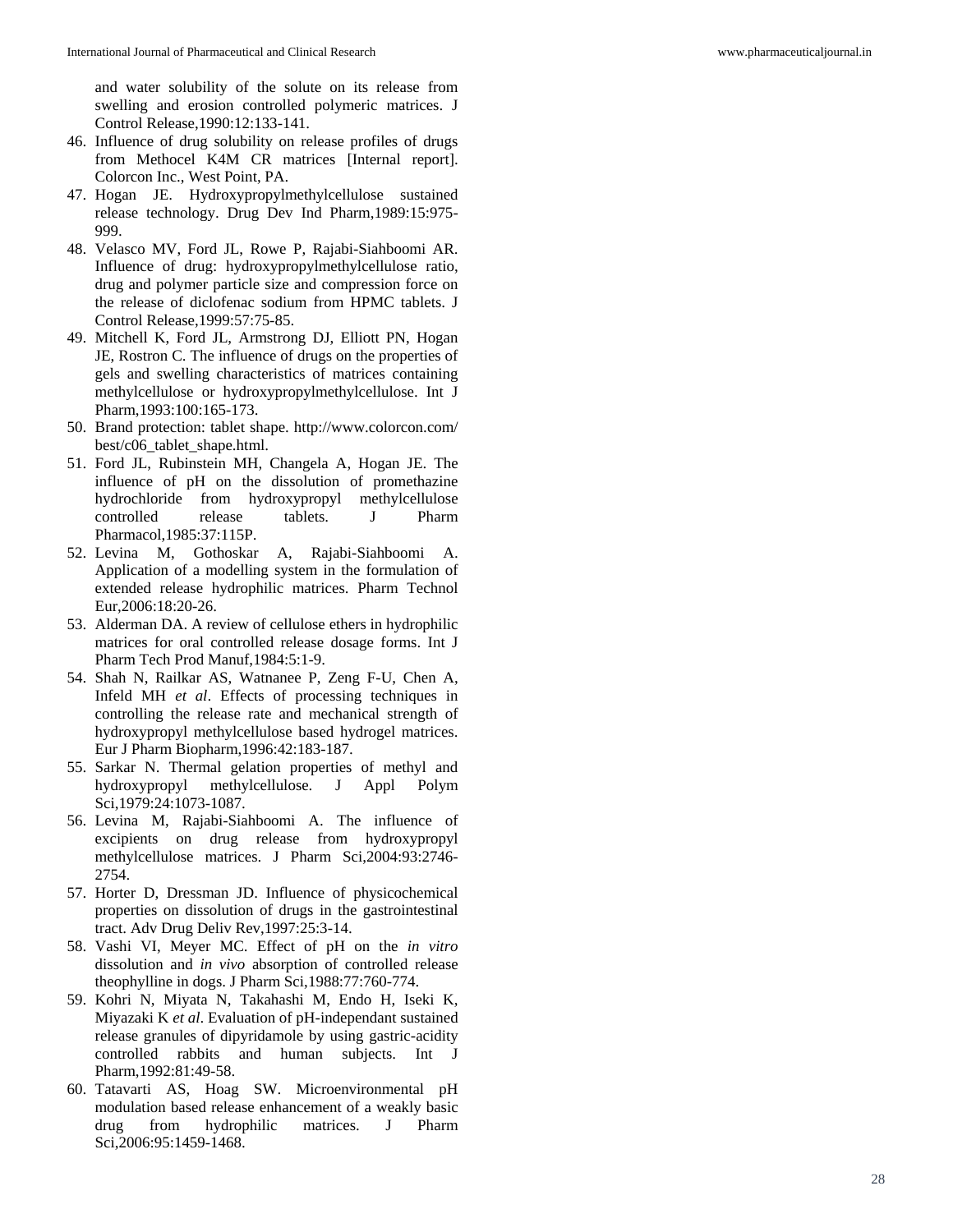and water solubility of the solute on its release from swelling and erosion controlled polymeric matrices. J Control Release,1990:12:133-141.

46. Influence of drug solubility on release profiles of drugs from Methocel K4M CR matrices [Internal report]. Colorcon Inc., West Point, PA.
47. Hogan JE. Hydroxypropylmethylcellulose sustained release technology. Drug Dev Ind Pharm,1989:15:975-999.
48. Velasco MV, Ford JL, Rowe P, Rajabi-Siahboomi AR. Influence of drug: hydroxypropylmethylcellulose ratio, drug and polymer particle size and compression force on the release of diclofenac sodium from HPMC tablets. J Control Release,1999:57:75-85.
49. Mitchell K, Ford JL, Armstrong DJ, Elliott PN, Hogan JE, Rostron C. The influence of drugs on the properties of gels and swelling characteristics of matrices containing methylcellulose or hydroxypropylmethylcellulose. Int J Pharm,1993:100:165-173.
50. Brand protection: tablet shape. http://www.colorcon.com/best/c06_tablet_shape.html.
51. Ford JL, Rubinstein MH, Changela A, Hogan JE. The influence of pH on the dissolution of promethazine hydrochloride from hydroxypropyl methylcellulose controlled release tablets. J Pharm Pharmacol,1985:37:115P.
52. Levina M, Gothoskar A, Rajabi-Siahboomi A. Application of a modelling system in the formulation of extended release hydrophilic matrices. Pharm Technol Eur,2006:18:20-26.
53. Alderman DA. A review of cellulose ethers in hydrophilic matrices for oral controlled release dosage forms. Int J Pharm Tech Prod Manuf,1984:5:1-9.
54. Shah N, Railkar AS, Watnanee P, Zeng F-U, Chen A, Infeld MH *et al*. Effects of processing techniques in controlling the release rate and mechanical strength of hydroxypropyl methylcellulose based hydrogel matrices. Eur J Pharm Biopharm,1996:42:183-187.
55. Sarkar N. Thermal gelation properties of methyl and hydroxypropyl methylcellulose. J Appl Polym Sci,1979:24:1073-1087.
56. Levina M, Rajabi-Siahboomi A. The influence of excipients on drug release from hydroxypropyl methylcellulose matrices. J Pharm Sci,2004:93:2746-2754.
57. Horter D, Dressman JD. Influence of physicochemical properties on dissolution of drugs in the gastrointestinal tract. Adv Drug Deliv Rev,1997:25:3-14.
58. Vashi VI, Meyer MC. Effect of pH on the *in vitro* dissolution and *in vivo* absorption of controlled release theophylline in dogs. J Pharm Sci,1988:77:760-774.
59. Kohri N, Miyata N, Takahashi M, Endo H, Iseki K, Miyazaki K *et al*. Evaluation of pH-independant sustained release granules of dipyridamole by using gastric-acidity controlled rabbits and human subjects. Int J Pharm,1992:81:49-58.
60. Tatavarti AS, Hoag SW. Microenvironmental pH modulation based release enhancement of a weakly basic drug from hydrophilic matrices. J Pharm Sci,2006:95:1459-1468.